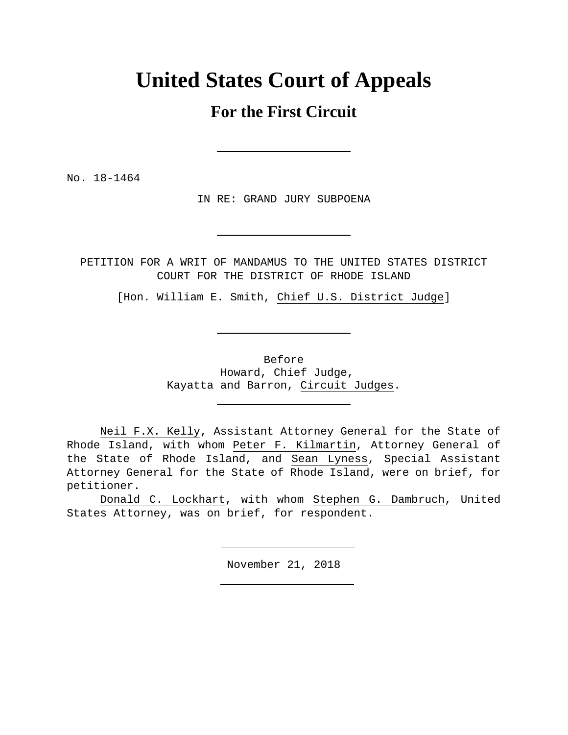# United States Court of Appeals

## For the First Circuit

---

No. 18-1464

IN RE: GRAND JURY SUBPOENA

---

PETITION FOR A WRIT OF MANDAMUS TO THE UNITED STATES DISTRICT COURT FOR THE DISTRICT OF RHODE ISLAND

[Hon. William E. Smith, Chief U.S. District Judge]

---

Before
Howard, Chief Judge,
Kayatta and Barron, Circuit Judges.

---

Neil F.X. Kelly, Assistant Attorney General for the State of Rhode Island, with whom Peter F. Kilmartin, Attorney General of the State of Rhode Island, and Sean Lyness, Special Assistant Attorney General for the State of Rhode Island, were on brief, for petitioner.

Donald C. Lockhart, with whom Stephen G. Dambruch, United States Attorney, was on brief, for respondent.

---

November 21, 2018

---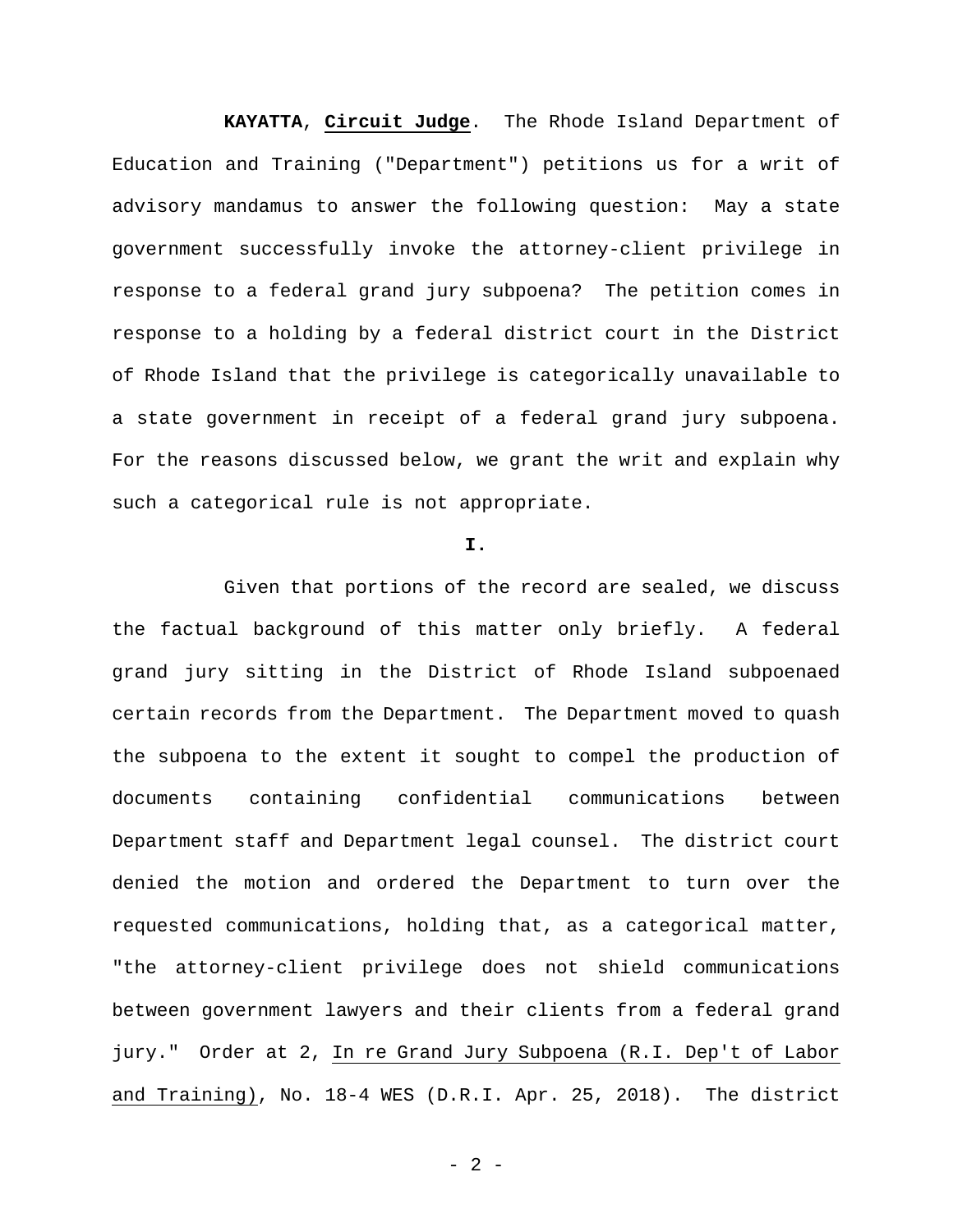**KAYATTA**, **Circuit Judge**. The Rhode Island Department of Education and Training ("Department") petitions us for a writ of advisory mandamus to answer the following question: May a state government successfully invoke the attorney-client privilege in response to a federal grand jury subpoena? The petition comes in response to a holding by a federal district court in the District of Rhode Island that the privilege is categorically unavailable to a state government in receipt of a federal grand jury subpoena. For the reasons discussed below, we grant the writ and explain why such a categorical rule is not appropriate.

**I.**

Given that portions of the record are sealed, we discuss the factual background of this matter only briefly. A federal grand jury sitting in the District of Rhode Island subpoenaed certain records from the Department. The Department moved to quash the subpoena to the extent it sought to compel the production of documents containing confidential communications between Department staff and Department legal counsel. The district court denied the motion and ordered the Department to turn over the requested communications, holding that, as a categorical matter, "the attorney-client privilege does not shield communications between government lawyers and their clients from a federal grand jury." Order at 2, In re Grand Jury Subpoena (R.I. Dep't of Labor and Training), No. 18-4 WES (D.R.I. Apr. 25, 2018). The district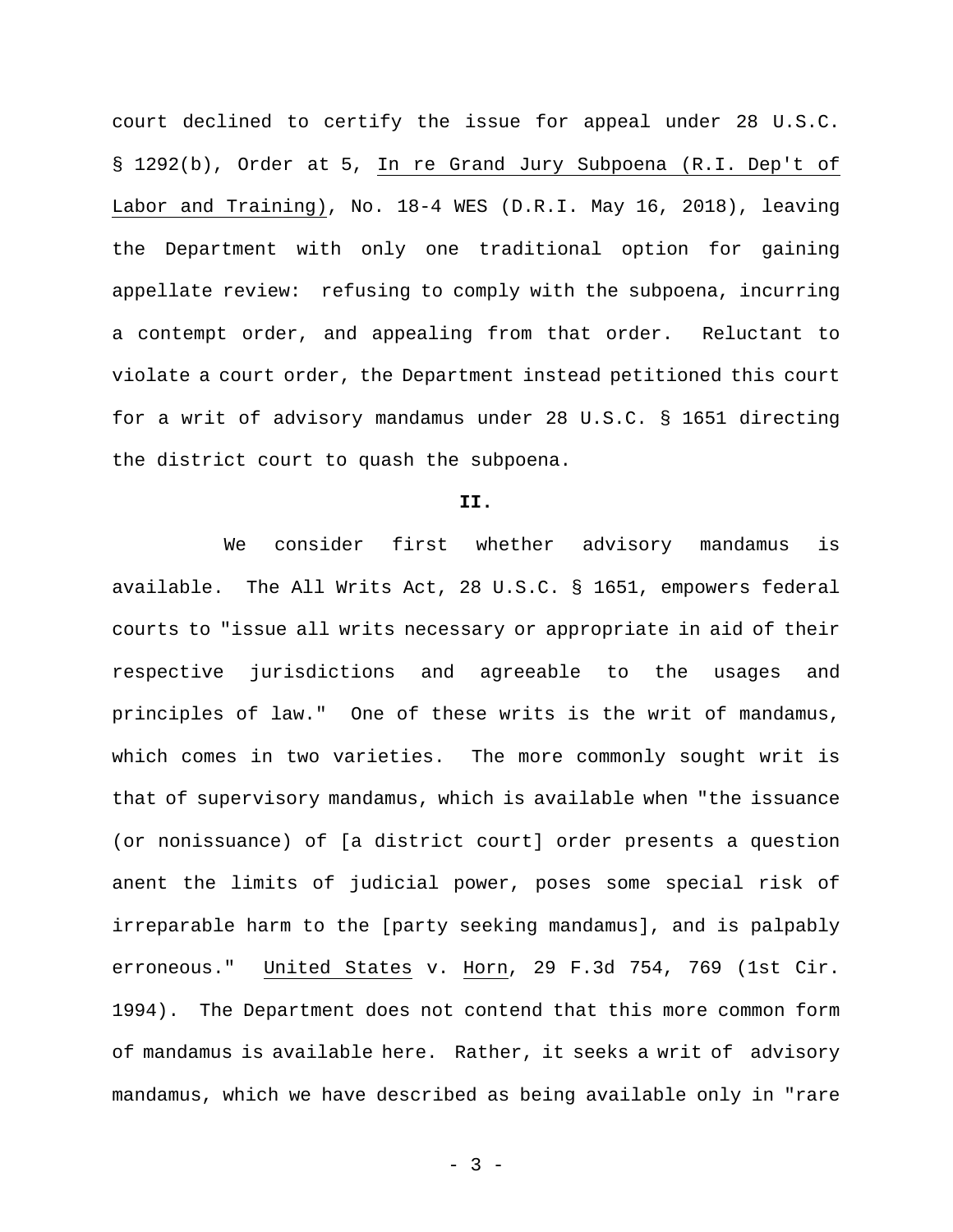court declined to certify the issue for appeal under 28 U.S.C. § 1292(b), Order at 5, In re Grand Jury Subpoena (R.I. Dep't of Labor and Training), No. 18-4 WES (D.R.I. May 16, 2018), leaving the Department with only one traditional option for gaining appellate review: refusing to comply with the subpoena, incurring a contempt order, and appealing from that order. Reluctant to violate a court order, the Department instead petitioned this court for a writ of advisory mandamus under 28 U.S.C. § 1651 directing the district court to quash the subpoena.

**II.**

We consider first whether advisory mandamus is available. The All Writs Act, 28 U.S.C. § 1651, empowers federal courts to "issue all writs necessary or appropriate in aid of their respective jurisdictions and agreeable to the usages and principles of law." One of these writs is the writ of mandamus, which comes in two varieties. The more commonly sought writ is that of supervisory mandamus, which is available when "the issuance (or nonissuance) of [a district court] order presents a question anent the limits of judicial power, poses some special risk of irreparable harm to the [party seeking mandamus], and is palpably erroneous." United States v. Horn, 29 F.3d 754, 769 (1st Cir. 1994). The Department does not contend that this more common form of mandamus is available here. Rather, it seeks a writ of advisory mandamus, which we have described as being available only in "rare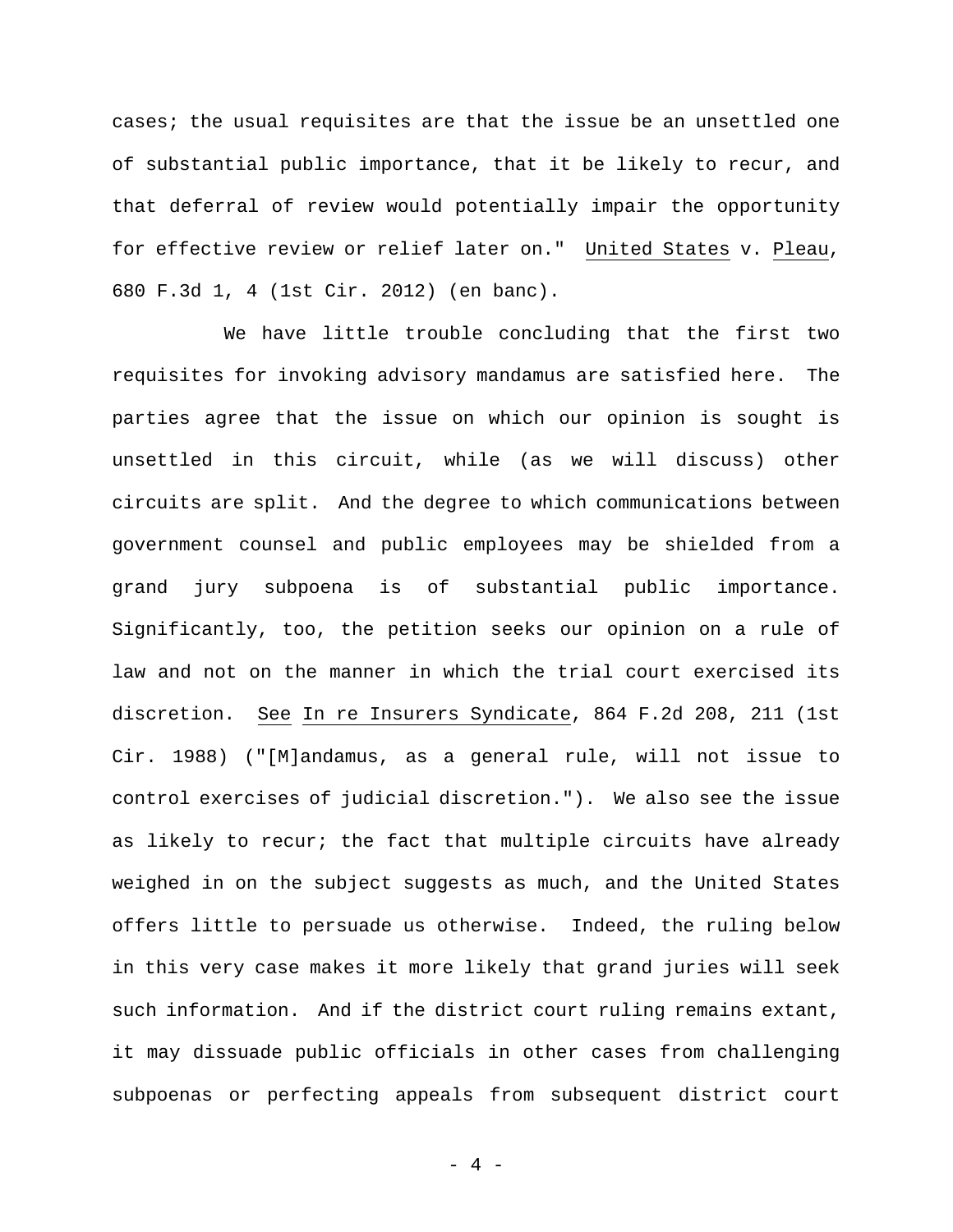cases; the usual requisites are that the issue be an unsettled one of substantial public importance, that it be likely to recur, and that deferral of review would potentially impair the opportunity for effective review or relief later on." United States v. Pleau, 680 F.3d 1, 4 (1st Cir. 2012) (en banc).

We have little trouble concluding that the first two requisites for invoking advisory mandamus are satisfied here. The parties agree that the issue on which our opinion is sought is unsettled in this circuit, while (as we will discuss) other circuits are split. And the degree to which communications between government counsel and public employees may be shielded from a grand jury subpoena is of substantial public importance. Significantly, too, the petition seeks our opinion on a rule of law and not on the manner in which the trial court exercised its discretion. See In re Insurers Syndicate, 864 F.2d 208, 211 (1st Cir. 1988) ("[M]andamus, as a general rule, will not issue to control exercises of judicial discretion."). We also see the issue as likely to recur; the fact that multiple circuits have already weighed in on the subject suggests as much, and the United States offers little to persuade us otherwise. Indeed, the ruling below in this very case makes it more likely that grand juries will seek such information. And if the district court ruling remains extant, it may dissuade public officials in other cases from challenging subpoenas or perfecting appeals from subsequent district court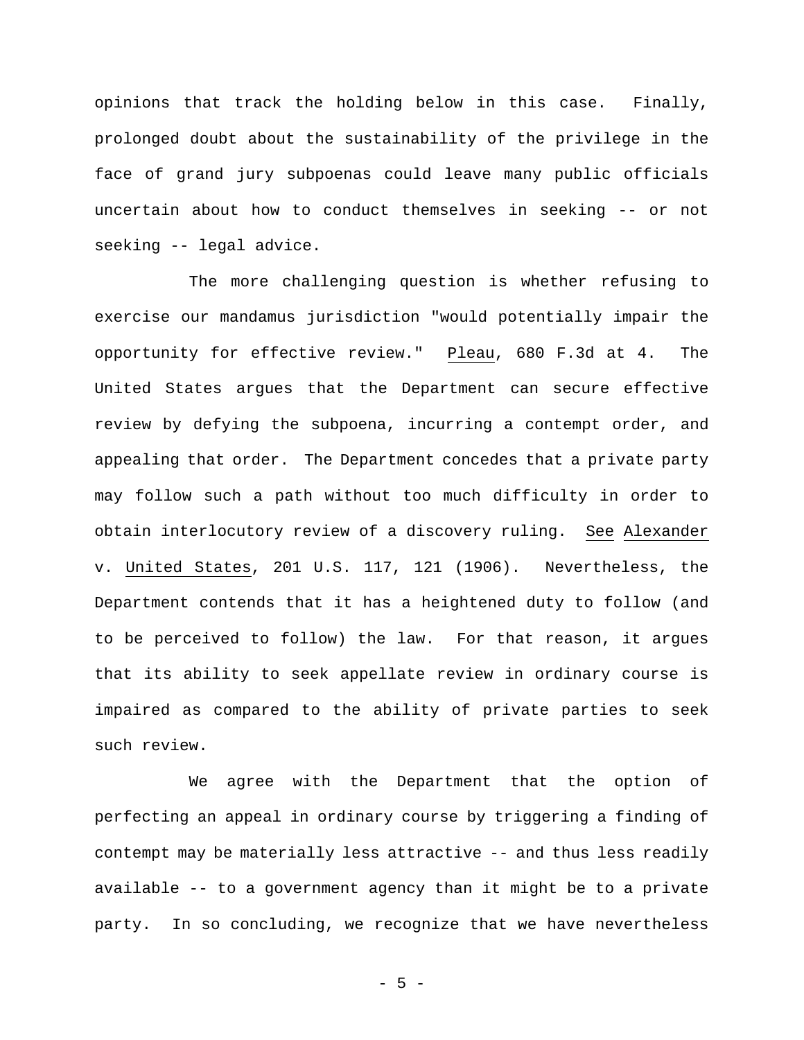opinions that track the holding below in this case. Finally, prolonged doubt about the sustainability of the privilege in the face of grand jury subpoenas could leave many public officials uncertain about how to conduct themselves in seeking -- or not seeking -- legal advice.

The more challenging question is whether refusing to exercise our mandamus jurisdiction "would potentially impair the opportunity for effective review." Pleau, 680 F.3d at 4. The United States argues that the Department can secure effective review by defying the subpoena, incurring a contempt order, and appealing that order. The Department concedes that a private party may follow such a path without too much difficulty in order to obtain interlocutory review of a discovery ruling. See Alexander v. United States, 201 U.S. 117, 121 (1906). Nevertheless, the Department contends that it has a heightened duty to follow (and to be perceived to follow) the law. For that reason, it argues that its ability to seek appellate review in ordinary course is impaired as compared to the ability of private parties to seek such review.

We agree with the Department that the option of perfecting an appeal in ordinary course by triggering a finding of contempt may be materially less attractive -- and thus less readily available -- to a government agency than it might be to a private party. In so concluding, we recognize that we have nevertheless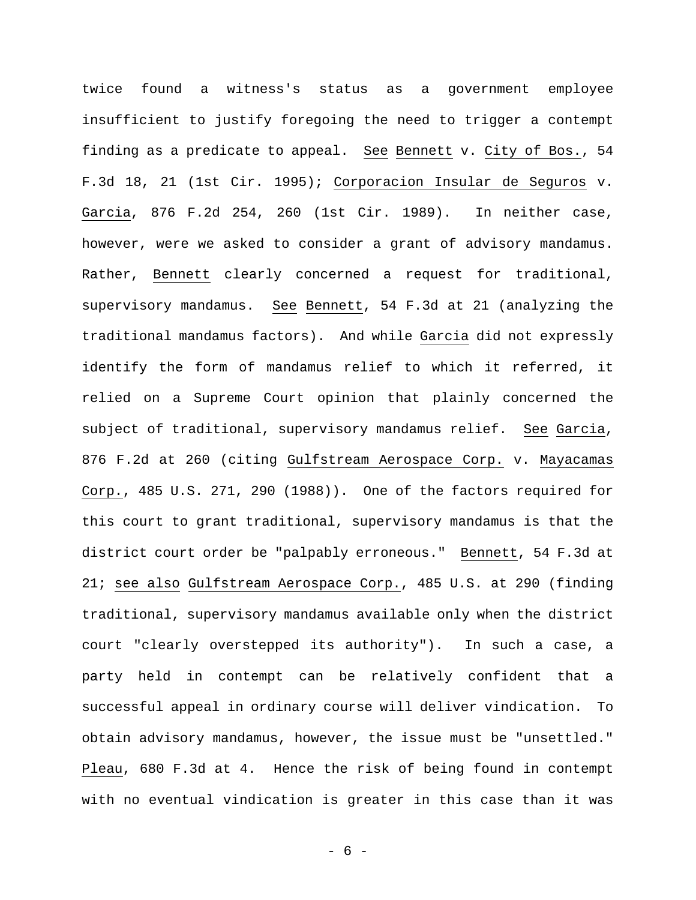twice found a witness's status as a government employee insufficient to justify foregoing the need to trigger a contempt finding as a predicate to appeal. See Bennett v. City of Bos., 54 F.3d 18, 21 (1st Cir. 1995); Corporacion Insular de Seguros v. Garcia, 876 F.2d 254, 260 (1st Cir. 1989). In neither case, however, were we asked to consider a grant of advisory mandamus. Rather, Bennett clearly concerned a request for traditional, supervisory mandamus. See Bennett, 54 F.3d at 21 (analyzing the traditional mandamus factors). And while Garcia did not expressly identify the form of mandamus relief to which it referred, it relied on a Supreme Court opinion that plainly concerned the subject of traditional, supervisory mandamus relief. See Garcia, 876 F.2d at 260 (citing Gulfstream Aerospace Corp. v. Mayacamas Corp., 485 U.S. 271, 290 (1988)). One of the factors required for this court to grant traditional, supervisory mandamus is that the district court order be "palpably erroneous." Bennett, 54 F.3d at 21; see also Gulfstream Aerospace Corp., 485 U.S. at 290 (finding traditional, supervisory mandamus available only when the district court "clearly overstepped its authority"). In such a case, a party held in contempt can be relatively confident that a successful appeal in ordinary course will deliver vindication. To obtain advisory mandamus, however, the issue must be "unsettled." Pleau, 680 F.3d at 4. Hence the risk of being found in contempt with no eventual vindication is greater in this case than it was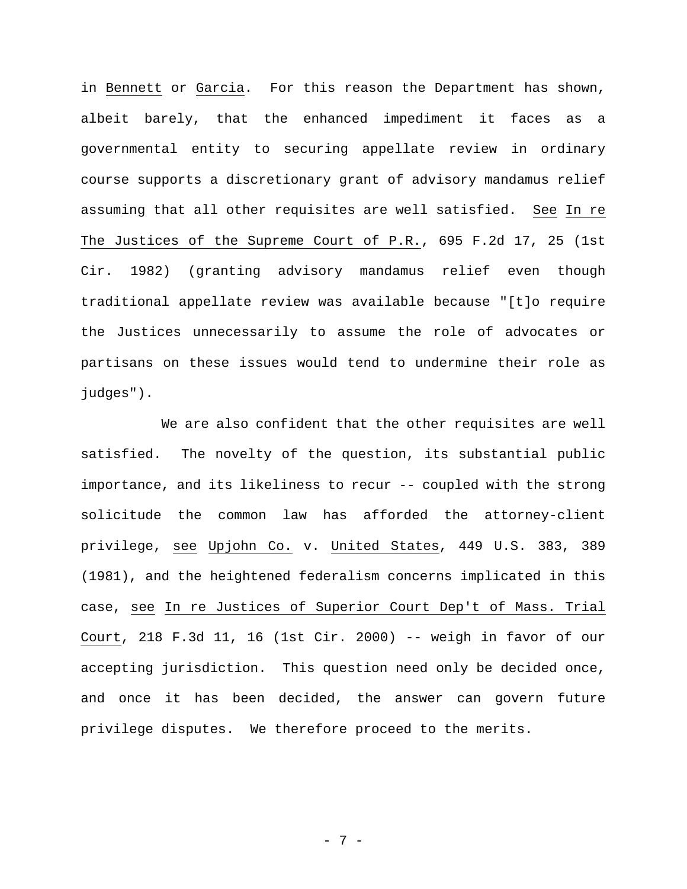in Bennett or Garcia. For this reason the Department has shown, albeit barely, that the enhanced impediment it faces as a governmental entity to securing appellate review in ordinary course supports a discretionary grant of advisory mandamus relief assuming that all other requisites are well satisfied. See In re The Justices of the Supreme Court of P.R., 695 F.2d 17, 25 (1st Cir. 1982) (granting advisory mandamus relief even though traditional appellate review was available because "[t]o require the Justices unnecessarily to assume the role of advocates or partisans on these issues would tend to undermine their role as judges").

We are also confident that the other requisites are well satisfied. The novelty of the question, its substantial public importance, and its likeliness to recur -- coupled with the strong solicitude the common law has afforded the attorney-client privilege, see Upjohn Co. v. United States, 449 U.S. 383, 389 (1981), and the heightened federalism concerns implicated in this case, see In re Justices of Superior Court Dep't of Mass. Trial Court, 218 F.3d 11, 16 (1st Cir. 2000) -- weigh in favor of our accepting jurisdiction. This question need only be decided once, and once it has been decided, the answer can govern future privilege disputes. We therefore proceed to the merits.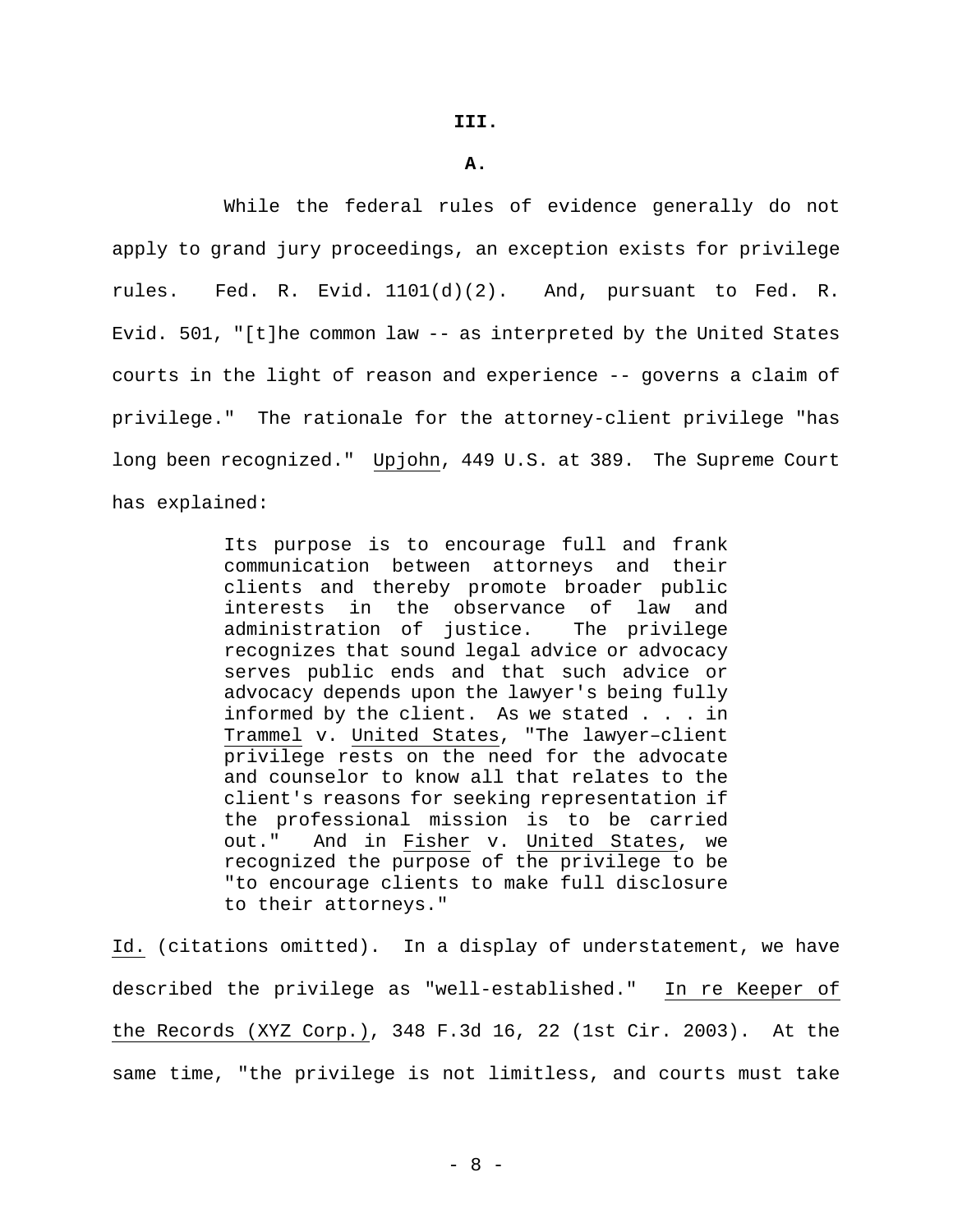**III.**

**A.**

While the federal rules of evidence generally do not apply to grand jury proceedings, an exception exists for privilege rules. Fed. R. Evid. 1101(d)(2). And, pursuant to Fed. R. Evid. 501, "[t]he common law -- as interpreted by the United States courts in the light of reason and experience -- governs a claim of privilege." The rationale for the attorney-client privilege "has long been recognized." Upjohn, 449 U.S. at 389. The Supreme Court has explained:

> Its purpose is to encourage full and frank communication between attorneys and their clients and thereby promote broader public interests in the observance of law and administration of justice. The privilege recognizes that sound legal advice or advocacy serves public ends and that such advice or advocacy depends upon the lawyer's being fully informed by the client. As we stated . . . in Trammel v. United States, "The lawyer–client privilege rests on the need for the advocate and counselor to know all that relates to the client's reasons for seeking representation if the professional mission is to be carried out." And in Fisher v. United States, we recognized the purpose of the privilege to be "to encourage clients to make full disclosure to their attorneys."

Id. (citations omitted). In a display of understatement, we have described the privilege as "well-established." In re Keeper of the Records (XYZ Corp.), 348 F.3d 16, 22 (1st Cir. 2003). At the same time, "the privilege is not limitless, and courts must take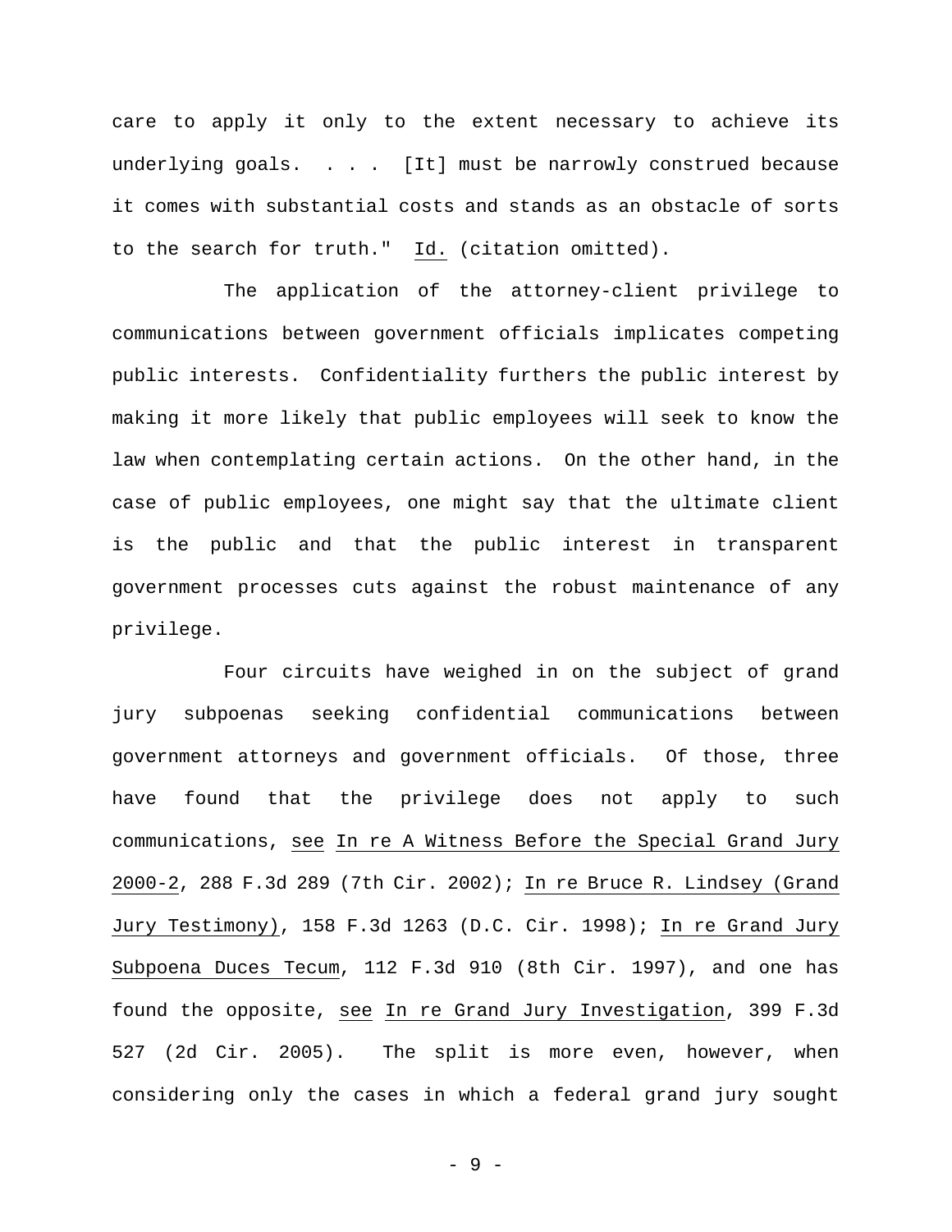care to apply it only to the extent necessary to achieve its underlying goals. . . . [It] must be narrowly construed because it comes with substantial costs and stands as an obstacle of sorts to the search for truth." Id. (citation omitted).

The application of the attorney-client privilege to communications between government officials implicates competing public interests. Confidentiality furthers the public interest by making it more likely that public employees will seek to know the law when contemplating certain actions. On the other hand, in the case of public employees, one might say that the ultimate client is the public and that the public interest in transparent government processes cuts against the robust maintenance of any privilege.

Four circuits have weighed in on the subject of grand jury subpoenas seeking confidential communications between government attorneys and government officials. Of those, three have found that the privilege does not apply to such communications, see In re A Witness Before the Special Grand Jury 2000-2, 288 F.3d 289 (7th Cir. 2002); In re Bruce R. Lindsey (Grand Jury Testimony), 158 F.3d 1263 (D.C. Cir. 1998); In re Grand Jury Subpoena Duces Tecum, 112 F.3d 910 (8th Cir. 1997), and one has found the opposite, see In re Grand Jury Investigation, 399 F.3d 527 (2d Cir. 2005). The split is more even, however, when considering only the cases in which a federal grand jury sought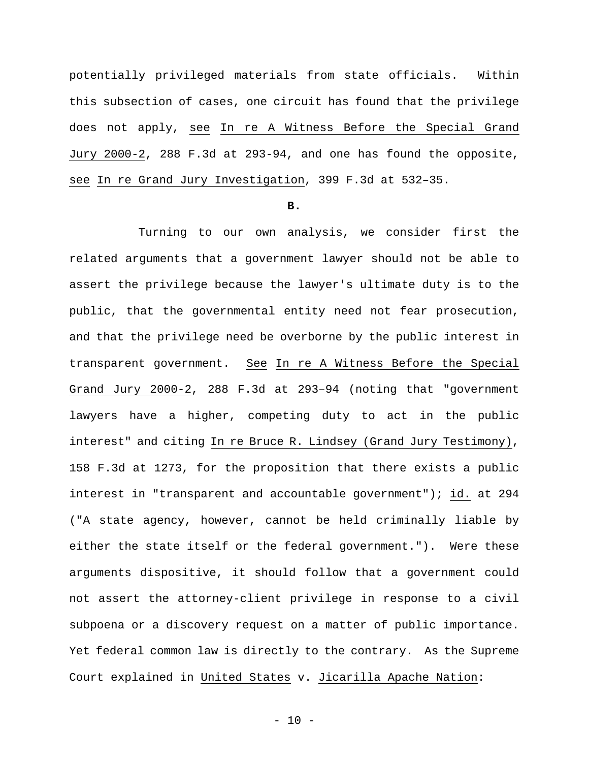potentially privileged materials from state officials. Within this subsection of cases, one circuit has found that the privilege does not apply, see In re A Witness Before the Special Grand Jury 2000-2, 288 F.3d at 293-94, and one has found the opposite, see In re Grand Jury Investigation, 399 F.3d at 532–35.

**B.**

Turning to our own analysis, we consider first the related arguments that a government lawyer should not be able to assert the privilege because the lawyer's ultimate duty is to the public, that the governmental entity need not fear prosecution, and that the privilege need be overborne by the public interest in transparent government. See In re A Witness Before the Special Grand Jury 2000-2, 288 F.3d at 293–94 (noting that "government lawyers have a higher, competing duty to act in the public interest" and citing In re Bruce R. Lindsey (Grand Jury Testimony), 158 F.3d at 1273, for the proposition that there exists a public interest in "transparent and accountable government"); id. at 294 ("A state agency, however, cannot be held criminally liable by either the state itself or the federal government."). Were these arguments dispositive, it should follow that a government could not assert the attorney-client privilege in response to a civil subpoena or a discovery request on a matter of public importance. Yet federal common law is directly to the contrary. As the Supreme Court explained in United States v. Jicarilla Apache Nation: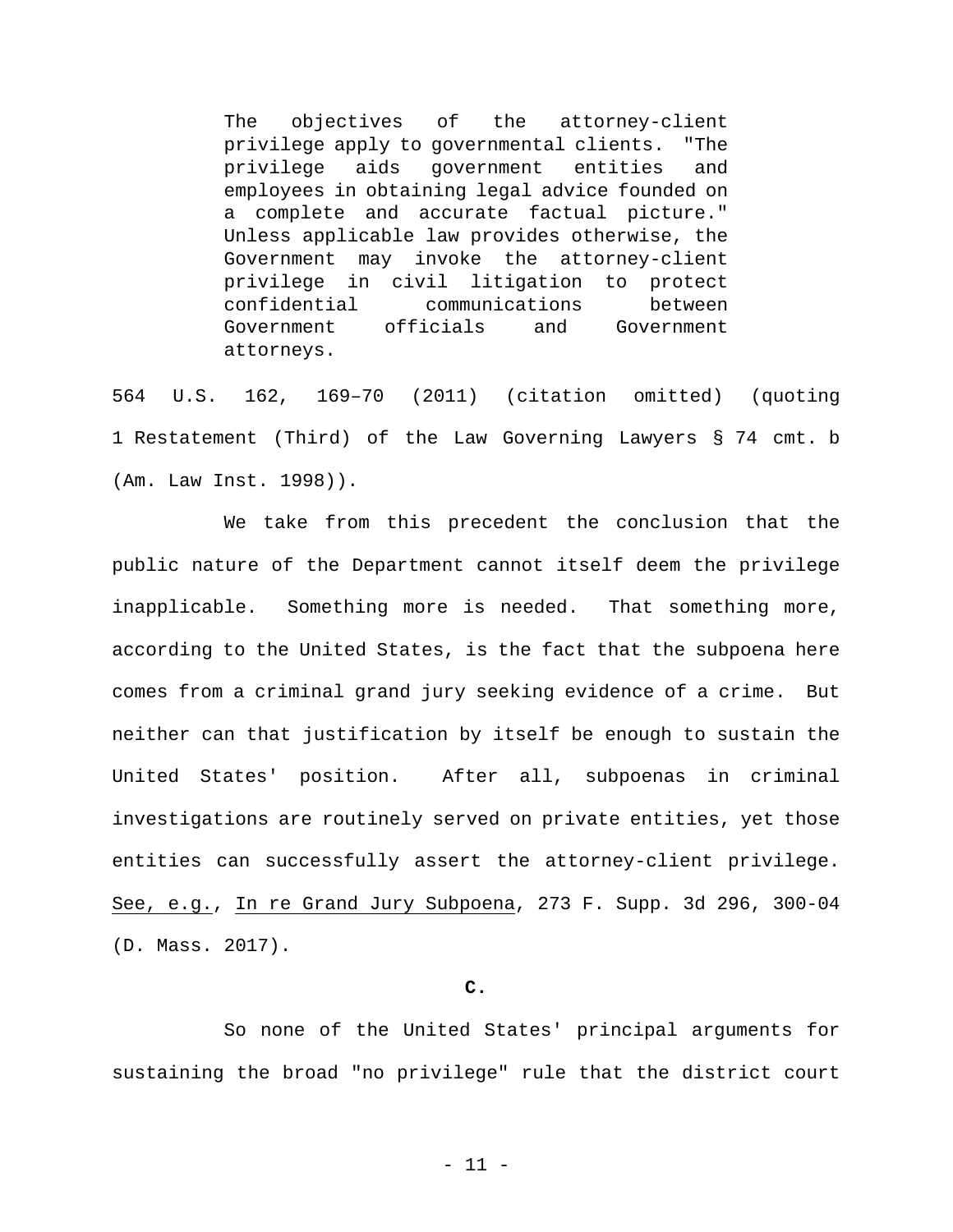> The objectives of the attorney-client privilege apply to governmental clients. "The privilege aids government entities and employees in obtaining legal advice founded on a complete and accurate factual picture." Unless applicable law provides otherwise, the Government may invoke the attorney-client privilege in civil litigation to protect confidential communications between Government officials and Government attorneys.

564 U.S. 162, 169–70 (2011) (citation omitted) (quoting 1 Restatement (Third) of the Law Governing Lawyers § 74 cmt. b (Am. Law Inst. 1998)).

We take from this precedent the conclusion that the public nature of the Department cannot itself deem the privilege inapplicable. Something more is needed. That something more, according to the United States, is the fact that the subpoena here comes from a criminal grand jury seeking evidence of a crime. But neither can that justification by itself be enough to sustain the United States' position. After all, subpoenas in criminal investigations are routinely served on private entities, yet those entities can successfully assert the attorney-client privilege. See, e.g., In re Grand Jury Subpoena, 273 F. Supp. 3d 296, 300-04 (D. Mass. 2017).

**C.**

So none of the United States' principal arguments for sustaining the broad "no privilege" rule that the district court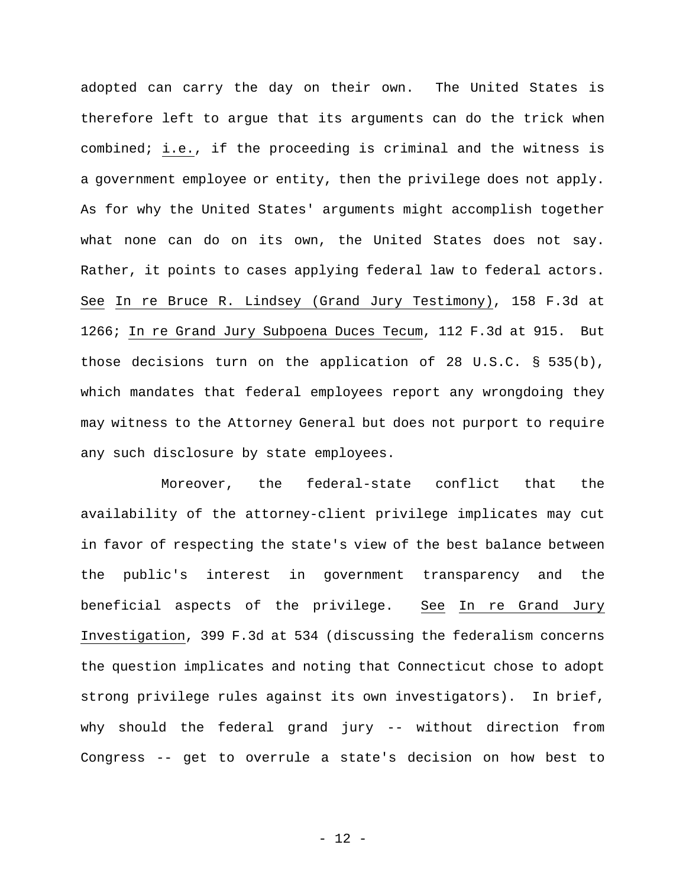adopted can carry the day on their own. The United States is therefore left to argue that its arguments can do the trick when combined; i.e., if the proceeding is criminal and the witness is a government employee or entity, then the privilege does not apply. As for why the United States' arguments might accomplish together what none can do on its own, the United States does not say. Rather, it points to cases applying federal law to federal actors. See In re Bruce R. Lindsey (Grand Jury Testimony), 158 F.3d at 1266; In re Grand Jury Subpoena Duces Tecum, 112 F.3d at 915. But those decisions turn on the application of 28 U.S.C. § 535(b), which mandates that federal employees report any wrongdoing they may witness to the Attorney General but does not purport to require any such disclosure by state employees.

Moreover, the federal-state conflict that the availability of the attorney-client privilege implicates may cut in favor of respecting the state's view of the best balance between the public's interest in government transparency and the beneficial aspects of the privilege. See In re Grand Jury Investigation, 399 F.3d at 534 (discussing the federalism concerns the question implicates and noting that Connecticut chose to adopt strong privilege rules against its own investigators). In brief, why should the federal grand jury -- without direction from Congress -- get to overrule a state's decision on how best to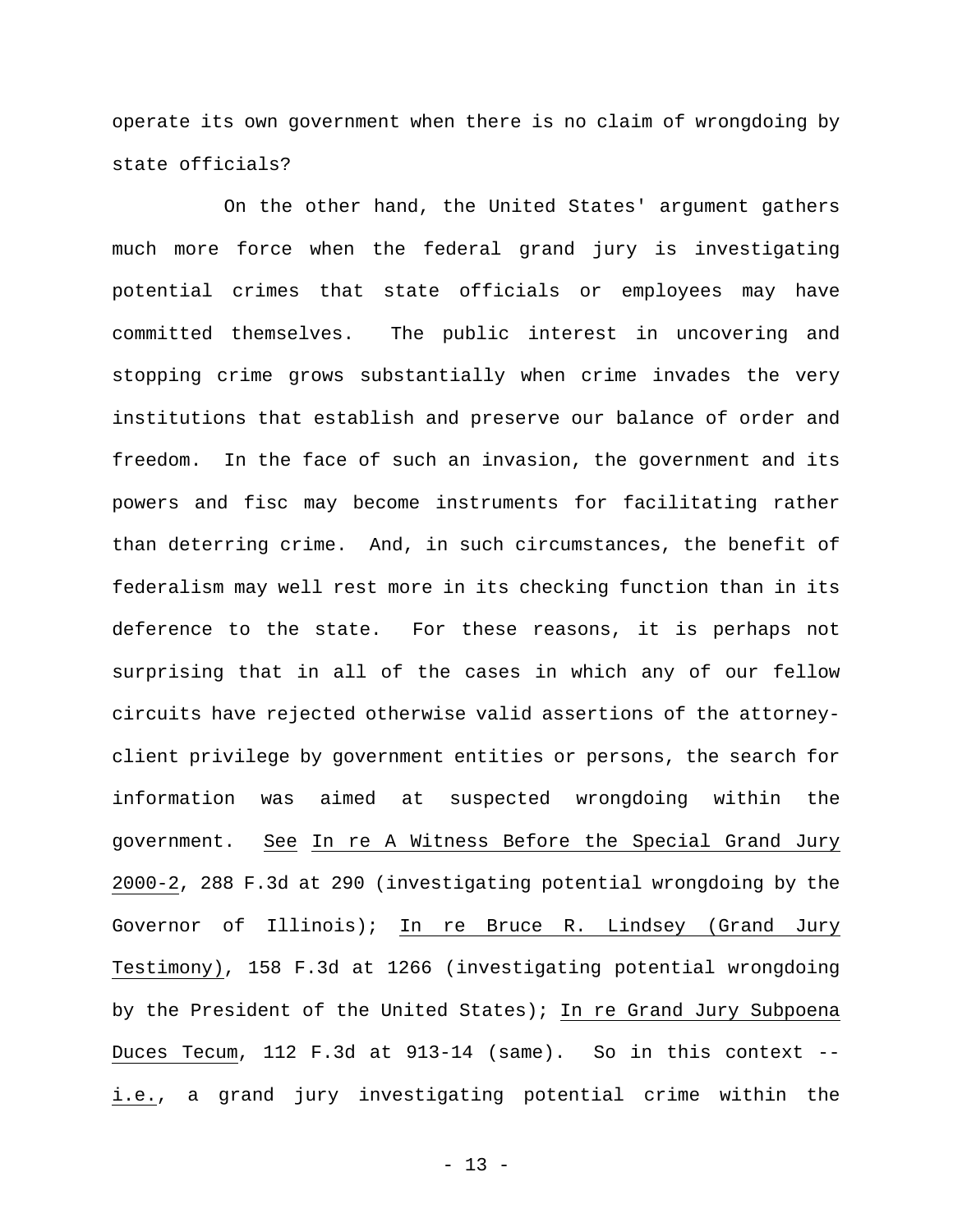operate its own government when there is no claim of wrongdoing by state officials?

On the other hand, the United States' argument gathers much more force when the federal grand jury is investigating potential crimes that state officials or employees may have committed themselves. The public interest in uncovering and stopping crime grows substantially when crime invades the very institutions that establish and preserve our balance of order and freedom. In the face of such an invasion, the government and its powers and fisc may become instruments for facilitating rather than deterring crime. And, in such circumstances, the benefit of federalism may well rest more in its checking function than in its deference to the state. For these reasons, it is perhaps not surprising that in all of the cases in which any of our fellow circuits have rejected otherwise valid assertions of the attorney-client privilege by government entities or persons, the search for information was aimed at suspected wrongdoing within the government. See In re A Witness Before the Special Grand Jury 2000-2, 288 F.3d at 290 (investigating potential wrongdoing by the Governor of Illinois); In re Bruce R. Lindsey (Grand Jury Testimony), 158 F.3d at 1266 (investigating potential wrongdoing by the President of the United States); In re Grand Jury Subpoena Duces Tecum, 112 F.3d at 913-14 (same). So in this context -- i.e., a grand jury investigating potential crime within the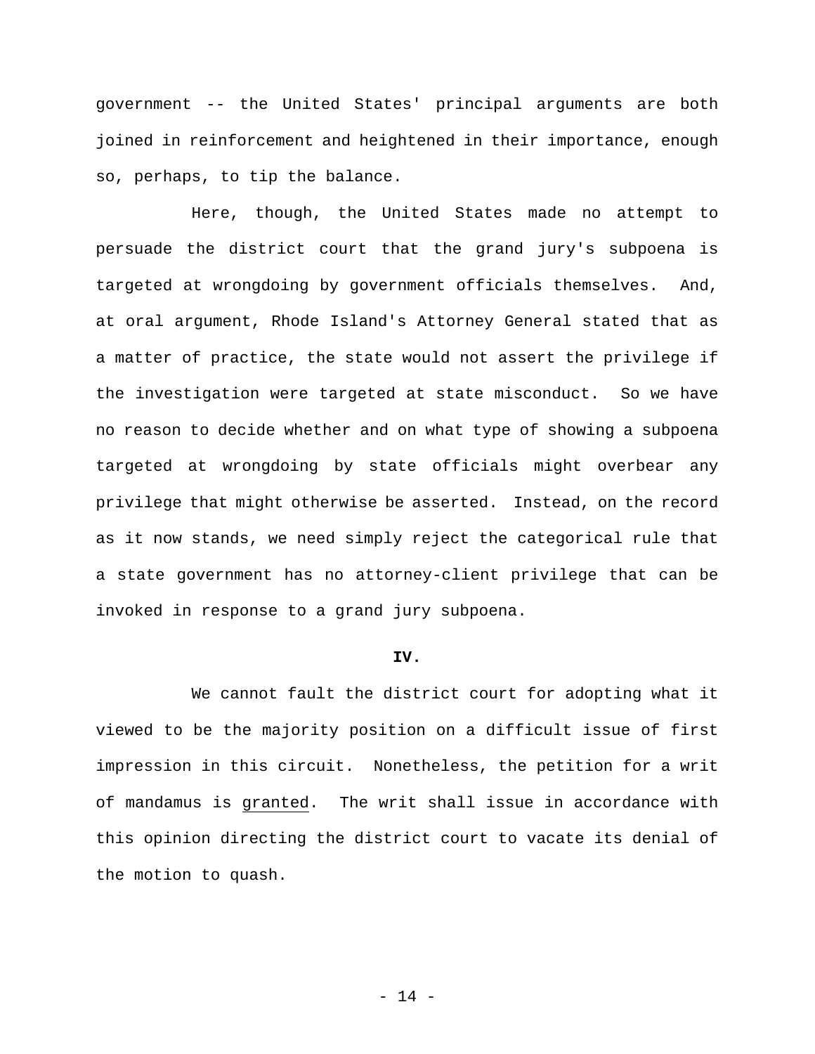government -- the United States' principal arguments are both joined in reinforcement and heightened in their importance, enough so, perhaps, to tip the balance.

Here, though, the United States made no attempt to persuade the district court that the grand jury's subpoena is targeted at wrongdoing by government officials themselves. And, at oral argument, Rhode Island's Attorney General stated that as a matter of practice, the state would not assert the privilege if the investigation were targeted at state misconduct. So we have no reason to decide whether and on what type of showing a subpoena targeted at wrongdoing by state officials might overbear any privilege that might otherwise be asserted. Instead, on the record as it now stands, we need simply reject the categorical rule that a state government has no attorney-client privilege that can be invoked in response to a grand jury subpoena.

## IV.

We cannot fault the district court for adopting what it viewed to be the majority position on a difficult issue of first impression in this circuit. Nonetheless, the petition for a writ of mandamus is granted. The writ shall issue in accordance with this opinion directing the district court to vacate its denial of the motion to quash.